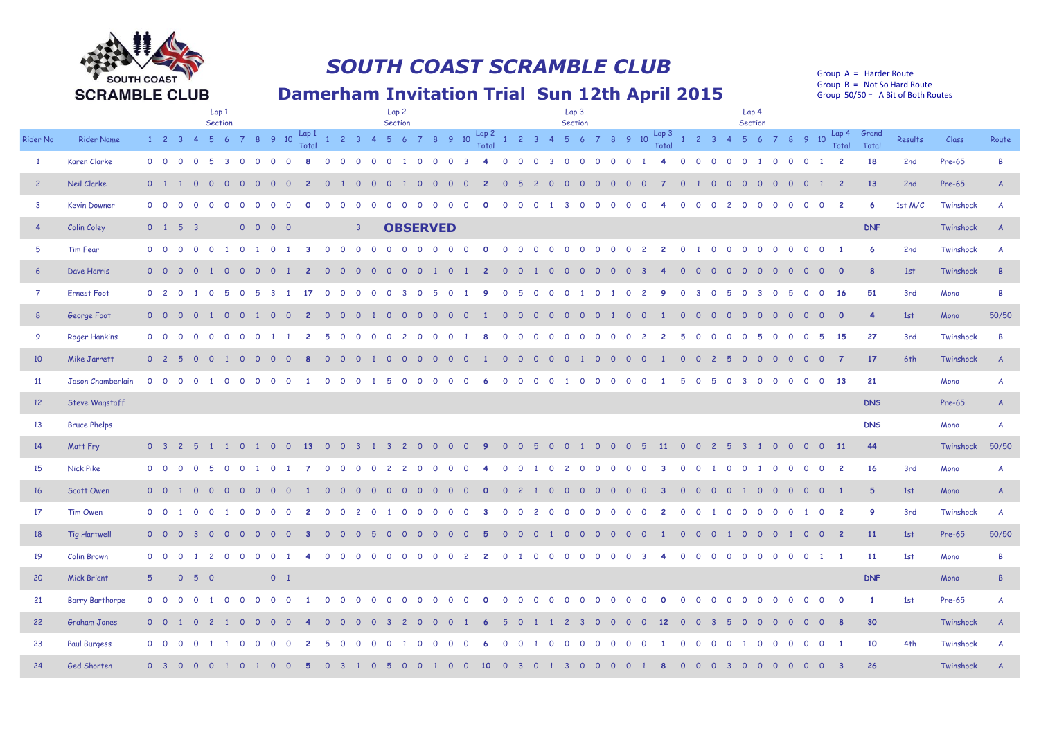# SOUTH COAST SCRAMBLE CLUB

## Damerham Invitation Trial Sun 12th April 2015

Group A = Harder Route
Group B = Not So Hard Route
Group 50/50 = A Bit of Both Routes

| | | Lap 1 Section | | | | | | | | | | | Lap 2 Section | | | | | | | | | | | Lap 3 Section | | | | | | | | | | | Lap 4 Section | | | | | | | | | | | | | | |
|---|---|---|---|---|---|---|---|---|---|---|---|---|---|---|---|---|---|---|---|---|---|---|---|---|---|---|---|---|---|---|---|---|---|---|---|---|---|---|---|---|---|---|---|---|---|---|---|---|---|
| Rider No | Rider Name | 1 | 2 | 3 | 4 | 5 | 6 | 7 | 8 | 9 | 10 | Lap 1 Total | 1 | 2 | 3 | 4 | 5 | 6 | 7 | 8 | 9 | 10 | Lap 2 Total | 1 | 2 | 3 | 4 | 5 | 6 | 7 | 8 | 9 | 10 | Lap 3 Total | 1 | 2 | 3 | 4 | 5 | 6 | 7 | 8 | 9 | 10 | Lap 4 Total | Grand Total | Results | Class | Route |
| 1 | Karen Clarke | 0 | 0 | 0 | 0 | 5 | 3 | 0 | 0 | 0 | 0 | 8 | 0 | 0 | 0 | 0 | 0 | 1 | 0 | 0 | 0 | 3 | 4 | 0 | 0 | 0 | 3 | 0 | 0 | 0 | 0 | 0 | 1 | 4 | 0 | 0 | 0 | 0 | 0 | 1 | 0 | 0 | 0 | 1 | 2 | 18 | 2nd | Pre-65 | B |
| 2 | Neil Clarke | 0 | 1 | 1 | 0 | 0 | 0 | 0 | 0 | 0 | 0 | 2 | 0 | 1 | 0 | 0 | 0 | 1 | 0 | 0 | 0 | 0 | 2 | 0 | 5 | 2 | 0 | 0 | 0 | 0 | 0 | 0 | 0 | 7 | 0 | 1 | 0 | 0 | 0 | 0 | 0 | 0 | 0 | 1 | 2 | 13 | 2nd | Pre-65 | A |
| 3 | Kevin Downer | 0 | 0 | 0 | 0 | 0 | 0 | 0 | 0 | 0 | 0 | 0 | 0 | 0 | 0 | 0 | 0 | 0 | 0 | 0 | 0 | 0 | 0 | 0 | 0 | 0 | 1 | 3 | 0 | 0 | 0 | 0 | 0 | 4 | 0 | 0 | 0 | 2 | 0 | 0 | 0 | 0 | 0 | 0 | 2 | 6 | 1st M/C | Twinshock | A |
| 4 | Colin Coley | 0 | 1 | 5 | 3 | | | 0 | 0 | 0 | 0 | | | | 3 | | **OBSERVED** | | | | | | | | | | | | | | | | | | | | | | | | | | | | | | | DNF | | Twinshock | A |
| 5 | Tim Fear | 0 | 0 | 0 | 0 | 0 | 1 | 0 | 1 | 0 | 1 | 3 | 0 | 0 | 0 | 0 | 0 | 0 | 0 | 0 | 0 | 0 | 0 | 0 | 0 | 0 | 0 | 0 | 0 | 0 | 0 | 0 | 2 | 2 | 0 | 1 | 0 | 0 | 0 | 0 | 0 | 0 | 0 | 0 | 1 | 6 | 2nd | Twinshock | A |
| 6 | Dave Harris | 0 | 0 | 0 | 0 | 1 | 0 | 0 | 0 | 0 | 1 | 2 | 0 | 0 | 0 | 0 | 0 | 0 | 0 | 1 | 0 | 1 | 2 | 0 | 0 | 1 | 0 | 0 | 0 | 0 | 0 | 0 | 3 | 4 | 0 | 0 | 0 | 0 | 0 | 0 | 0 | 0 | 0 | 0 | 0 | 8 | 1st | Twinshock | B |
| 7 | Ernest Foot | 0 | 2 | 0 | 1 | 0 | 5 | 0 | 5 | 3 | 1 | 17 | 0 | 0 | 0 | 0 | 0 | 3 | 0 | 5 | 0 | 1 | 9 | 0 | 5 | 0 | 0 | 0 | 1 | 0 | 1 | 0 | 2 | 9 | 0 | 3 | 0 | 5 | 0 | 3 | 0 | 5 | 0 | 0 | 16 | 51 | 3rd | Mono | B |
| 8 | George Foot | 0 | 0 | 0 | 0 | 1 | 0 | 0 | 1 | 0 | 0 | 2 | 0 | 0 | 0 | 1 | 0 | 0 | 0 | 0 | 0 | 0 | 1 | 0 | 0 | 0 | 0 | 0 | 0 | 0 | 1 | 0 | 0 | 1 | 0 | 0 | 0 | 0 | 0 | 0 | 0 | 0 | 0 | 0 | 0 | 4 | 1st | Mono | 50/50 |
| 9 | Roger Hankins | 0 | 0 | 0 | 0 | 0 | 0 | 0 | 0 | 1 | 1 | 2 | 5 | 0 | 0 | 0 | 0 | 2 | 0 | 0 | 0 | 1 | 8 | 0 | 0 | 0 | 0 | 0 | 0 | 0 | 0 | 0 | 2 | 2 | 5 | 0 | 0 | 0 | 0 | 5 | 0 | 0 | 0 | 5 | 15 | 27 | 3rd | Twinshock | B |
| 10 | Mike Jarrett | 0 | 2 | 5 | 0 | 0 | 1 | 0 | 0 | 0 | 0 | 8 | 0 | 0 | 0 | 1 | 0 | 0 | 0 | 0 | 0 | 0 | 1 | 0 | 0 | 0 | 0 | 0 | 1 | 0 | 0 | 0 | 0 | 1 | 0 | 0 | 2 | 5 | 0 | 0 | 0 | 0 | 0 | 0 | 7 | 17 | 6th | Twinshock | A |
| 11 | Jason Chamberlain | 0 | 0 | 0 | 0 | 1 | 0 | 0 | 0 | 0 | 0 | 1 | 0 | 0 | 0 | 1 | 5 | 0 | 0 | 0 | 0 | 0 | 6 | 0 | 0 | 0 | 0 | 1 | 0 | 0 | 0 | 0 | 0 | 1 | 5 | 0 | 5 | 0 | 3 | 0 | 0 | 0 | 0 | 0 | 13 | 21 | | Mono | A |
| 12 | Steve Wagstaff | | | | | | | | | | | | | | | | | | | | | | | | | | | | | | | | | | | | | | | | | | | | | DNS | | Pre-65 | A |
| 13 | Bruce Phelps | | | | | | | | | | | | | | | | | | | | | | | | | | | | | | | | | | | | | | | | | | | | | DNS | | Mono | A |
| 14 | Matt Fry | 0 | 3 | 2 | 5 | 1 | 1 | 0 | 1 | 0 | 0 | 13 | 0 | 0 | 3 | 1 | 3 | 2 | 0 | 0 | 0 | 0 | 9 | 0 | 0 | 5 | 0 | 0 | 1 | 0 | 0 | 0 | 5 | 11 | 0 | 0 | 2 | 5 | 3 | 1 | 0 | 0 | 0 | 0 | 11 | 44 | | Twinshock | 50/50 |
| 15 | Nick Pike | 0 | 0 | 0 | 0 | 5 | 0 | 0 | 1 | 0 | 1 | 7 | 0 | 0 | 0 | 0 | 2 | 2 | 0 | 0 | 0 | 0 | 4 | 0 | 0 | 1 | 0 | 2 | 0 | 0 | 0 | 0 | 0 | 3 | 0 | 0 | 1 | 0 | 0 | 1 | 0 | 0 | 0 | 0 | 2 | 16 | 3rd | Mono | A |
| 16 | Scott Owen | 0 | 0 | 1 | 0 | 0 | 0 | 0 | 0 | 0 | 0 | 1 | 0 | 0 | 0 | 0 | 0 | 0 | 0 | 0 | 0 | 0 | 0 | 0 | 2 | 1 | 0 | 0 | 0 | 0 | 0 | 0 | 0 | 3 | 0 | 0 | 0 | 0 | 1 | 0 | 0 | 0 | 0 | 0 | 1 | 5 | 1st | Mono | A |
| 17 | Tim Owen | 0 | 0 | 1 | 0 | 0 | 1 | 0 | 0 | 0 | 0 | 2 | 0 | 0 | 2 | 0 | 1 | 0 | 0 | 0 | 0 | 0 | 3 | 0 | 0 | 2 | 0 | 0 | 0 | 0 | 0 | 0 | 0 | 2 | 0 | 0 | 1 | 0 | 0 | 0 | 0 | 0 | 1 | 0 | 2 | 9 | 3rd | Twinshock | A |
| 18 | Tig Hartwell | 0 | 0 | 0 | 3 | 0 | 0 | 0 | 0 | 0 | 0 | 3 | 0 | 0 | 0 | 5 | 0 | 0 | 0 | 0 | 0 | 0 | 5 | 0 | 0 | 0 | 1 | 0 | 0 | 0 | 0 | 0 | 0 | 1 | 0 | 0 | 0 | 1 | 0 | 0 | 0 | 1 | 0 | 0 | 2 | 11 | 1st | Pre-65 | 50/50 |
| 19 | Colin Brown | 0 | 0 | 0 | 1 | 2 | 0 | 0 | 0 | 0 | 1 | 4 | 0 | 0 | 0 | 0 | 0 | 0 | 0 | 0 | 0 | 2 | 2 | 0 | 1 | 0 | 0 | 0 | 0 | 0 | 0 | 0 | 3 | 4 | 0 | 0 | 0 | 0 | 0 | 0 | 0 | 0 | 0 | 1 | 1 | 11 | 1st | Mono | B |
| 20 | Mick Briant | 5 | | 0 | 5 | 0 | | | | 0 | 1 | | | | | | | | | | | | | | | | | | | | | | | | | | | | | | | | | | | DNF | | Mono | B |
| 21 | Barry Barthorpe | 0 | 0 | 0 | 0 | 1 | 0 | 0 | 0 | 0 | 0 | 1 | 0 | 0 | 0 | 0 | 0 | 0 | 0 | 0 | 0 | 0 | 0 | 0 | 0 | 0 | 0 | 0 | 0 | 0 | 0 | 0 | 0 | 0 | 0 | 0 | 0 | 0 | 0 | 0 | 0 | 0 | 0 | 0 | 0 | 1 | 1st | Pre-65 | A |
| 22 | Graham Jones | 0 | 0 | 1 | 0 | 2 | 1 | 0 | 0 | 0 | 0 | 4 | 0 | 0 | 0 | 0 | 3 | 2 | 0 | 0 | 0 | 1 | 6 | 5 | 0 | 1 | 1 | 2 | 3 | 0 | 0 | 0 | 0 | 12 | 0 | 0 | 3 | 5 | 0 | 0 | 0 | 0 | 0 | 0 | 8 | 30 | | Twinshock | A |
| 23 | Paul Burgess | 0 | 0 | 0 | 0 | 1 | 1 | 0 | 0 | 0 | 0 | 2 | 5 | 0 | 0 | 0 | 0 | 1 | 0 | 0 | 0 | 0 | 6 | 0 | 0 | 1 | 0 | 0 | 0 | 0 | 0 | 0 | 0 | 1 | 0 | 0 | 0 | 0 | 1 | 0 | 0 | 0 | 0 | 0 | 1 | 10 | 4th | Twinshock | A |
| 24 | Ged Shorten | 0 | 3 | 0 | 0 | 0 | 1 | 0 | 1 | 0 | 0 | 5 | 0 | 3 | 1 | 0 | 5 | 0 | 0 | 1 | 0 | 0 | 10 | 0 | 3 | 0 | 1 | 3 | 0 | 0 | 0 | 0 | 1 | 8 | 0 | 0 | 0 | 3 | 0 | 0 | 0 | 0 | 0 | 0 | 3 | 26 | | Twinshock | A |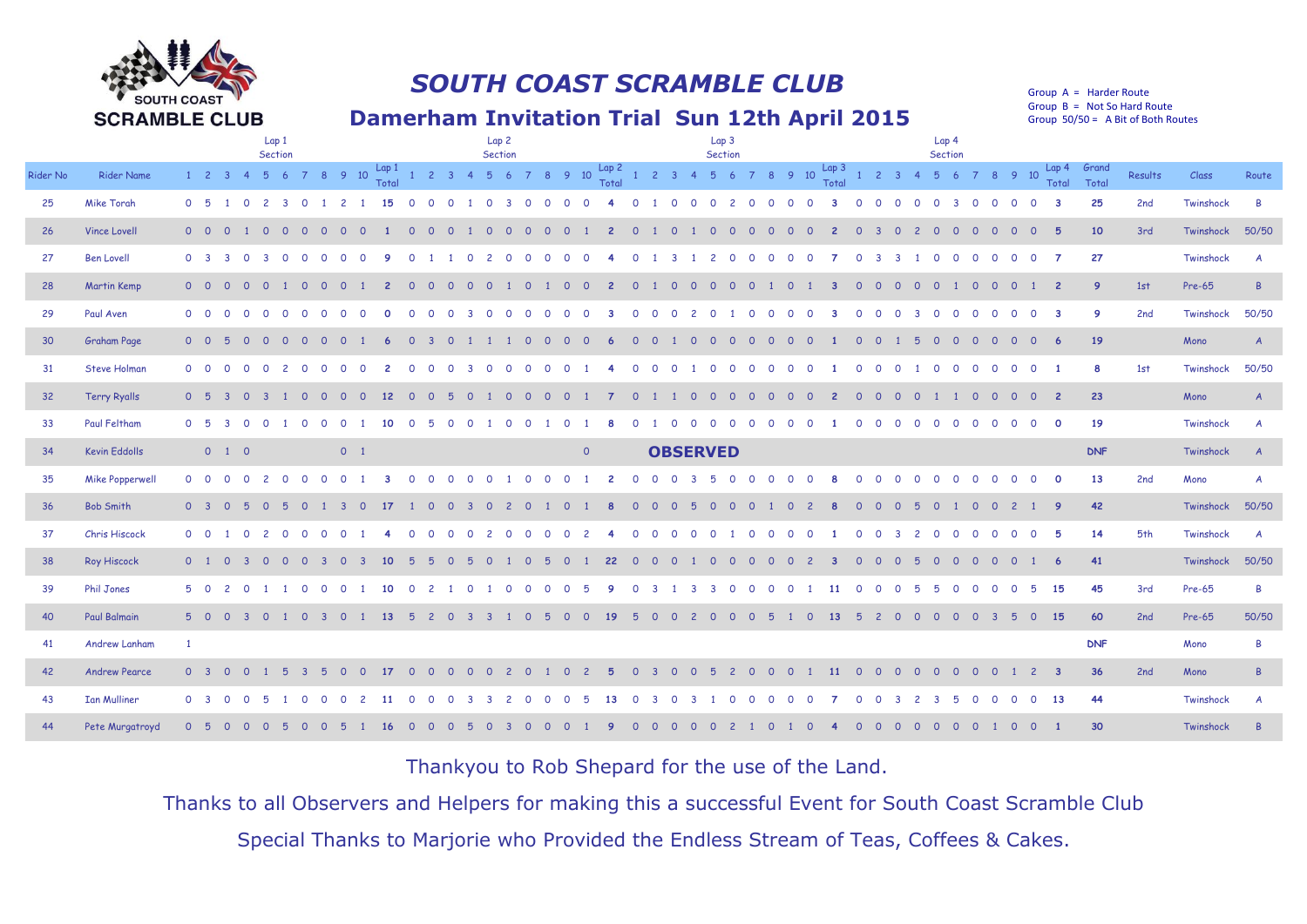# SOUTH COAST SCRAMBLE CLUB

## Damerham Invitation Trial Sun 12th April 2015

Group A = Harder Route
Group B = Not So Hard Route
Group 50/50 = A Bit of Both Routes

| | | Lap 1 Section | | | | | | | | | | | Lap 2 Section | | | | | | | | | | | Lap 3 Section | | | | | | | | | | | Lap 4 Section | | | | | | | | | | | | | | |
|---|---|---|---|---|---|---|---|---|---|---|---|---|---|---|---|---|---|---|---|---|---|---|---|---|---|---|---|---|---|---|---|---|---|---|---|---|---|---|---|---|---|---|---|---|---|---|---|---|---|
| Rider No | Rider Name | 1 | 2 | 3 | 4 | 5 | 6 | 7 | 8 | 9 | 10 | Lap 1 Total | 1 | 2 | 3 | 4 | 5 | 6 | 7 | 8 | 9 | 10 | Lap 2 Total | 1 | 2 | 3 | 4 | 5 | 6 | 7 | 8 | 9 | 10 | Lap 3 Total | 1 | 2 | 3 | 4 | 5 | 6 | 7 | 8 | 9 | 10 | Lap 4 Total | Grand Total | Results | Class | Route |
| 25 | Mike Torah | 0 | 5 | 1 | 0 | 2 | 3 | 0 | 1 | 2 | 1 | 15 | 0 | 0 | 0 | 1 | 0 | 3 | 0 | 0 | 0 | 0 | 4 | 0 | 1 | 0 | 0 | 0 | 2 | 0 | 0 | 0 | 0 | 3 | 0 | 0 | 0 | 0 | 0 | 3 | 0 | 0 | 0 | 0 | 3 | 25 | 2nd | Twinshock | B |
| 26 | Vince Lovell | 0 | 0 | 0 | 1 | 0 | 0 | 0 | 0 | 0 | 0 | 1 | 0 | 0 | 0 | 1 | 0 | 0 | 0 | 0 | 0 | 1 | 2 | 0 | 1 | 0 | 1 | 0 | 0 | 0 | 0 | 0 | 0 | 2 | 0 | 3 | 0 | 2 | 0 | 0 | 0 | 0 | 0 | 0 | 5 | 10 | 3rd | Twinshock | 50/50 |
| 27 | Ben Lovell | 0 | 3 | 3 | 0 | 3 | 0 | 0 | 0 | 0 | 0 | 9 | 0 | 1 | 1 | 0 | 2 | 0 | 0 | 0 | 0 | 0 | 4 | 0 | 1 | 3 | 1 | 2 | 0 | 0 | 0 | 0 | 0 | 7 | 0 | 3 | 3 | 1 | 0 | 0 | 0 | 0 | 0 | 0 | 7 | 27 | | Twinshock | A |
| 28 | Martin Kemp | 0 | 0 | 0 | 0 | 0 | 1 | 0 | 0 | 0 | 1 | 2 | 0 | 0 | 0 | 0 | 0 | 1 | 0 | 1 | 0 | 0 | 2 | 0 | 1 | 0 | 0 | 0 | 0 | 0 | 1 | 0 | 1 | 3 | 0 | 0 | 0 | 0 | 0 | 1 | 0 | 0 | 0 | 1 | 2 | 9 | 1st | Pre-65 | B |
| 29 | Paul Aven | 0 | 0 | 0 | 0 | 0 | 0 | 0 | 0 | 0 | 0 | 0 | 0 | 0 | 0 | 3 | 0 | 0 | 0 | 0 | 0 | 0 | 3 | 0 | 0 | 0 | 2 | 0 | 1 | 0 | 0 | 0 | 0 | 3 | 0 | 0 | 0 | 3 | 0 | 0 | 0 | 0 | 0 | 0 | 3 | 9 | 2nd | Twinshock | 50/50 |
| 30 | Graham Page | 0 | 0 | 5 | 0 | 0 | 0 | 0 | 0 | 0 | 1 | 6 | 0 | 3 | 0 | 1 | 1 | 1 | 0 | 0 | 0 | 0 | 6 | 0 | 0 | 1 | 0 | 0 | 0 | 0 | 0 | 0 | 0 | 1 | 0 | 0 | 1 | 5 | 0 | 0 | 0 | 0 | 0 | 0 | 6 | 19 | | Mono | A |
| 31 | Steve Holman | 0 | 0 | 0 | 0 | 0 | 2 | 0 | 0 | 0 | 0 | 2 | 0 | 0 | 0 | 3 | 0 | 0 | 0 | 0 | 0 | 1 | 4 | 0 | 0 | 0 | 1 | 0 | 0 | 0 | 0 | 0 | 0 | 1 | 0 | 0 | 0 | 1 | 0 | 0 | 0 | 0 | 0 | 0 | 1 | 8 | 1st | Twinshock | 50/50 |
| 32 | Terry Ryalls | 0 | 5 | 3 | 0 | 3 | 1 | 0 | 0 | 0 | 0 | 12 | 0 | 0 | 5 | 0 | 1 | 0 | 0 | 0 | 0 | 1 | 7 | 0 | 1 | 1 | 0 | 0 | 0 | 0 | 0 | 0 | 0 | 2 | 0 | 0 | 0 | 0 | 1 | 1 | 0 | 0 | 0 | 0 | 2 | 23 | | Mono | A |
| 33 | Paul Feltham | 0 | 5 | 3 | 0 | 0 | 1 | 0 | 0 | 0 | 1 | 10 | 0 | 5 | 0 | 0 | 1 | 0 | 0 | 1 | 0 | 1 | 8 | 0 | 1 | 0 | 0 | 0 | 0 | 0 | 0 | 0 | 0 | 1 | 0 | 0 | 0 | 0 | 0 | 0 | 0 | 0 | 0 | 0 | 0 | 19 | | Twinshock | A |
| 34 | Kevin Eddolls | | 0 | 1 | 0 | | | | | 0 | 1 | | | | | | | | | | | 0 | | | | | | OBSERVED | | | | | | | | | | | | | | | | | | DNF | | Twinshock | A |
| 35 | Mike Popperwell | 0 | 0 | 0 | 0 | 2 | 0 | 0 | 0 | 0 | 1 | 3 | 0 | 0 | 0 | 0 | 0 | 1 | 0 | 0 | 0 | 1 | 2 | 0 | 0 | 0 | 3 | 5 | 0 | 0 | 0 | 0 | 0 | 8 | 0 | 0 | 0 | 0 | 0 | 0 | 0 | 0 | 0 | 0 | 0 | 13 | 2nd | Mono | A |
| 36 | Bob Smith | 0 | 3 | 0 | 5 | 0 | 5 | 0 | 1 | 3 | 0 | 17 | 1 | 0 | 0 | 3 | 0 | 2 | 0 | 1 | 0 | 1 | 8 | 0 | 0 | 0 | 5 | 0 | 0 | 0 | 1 | 0 | 2 | 8 | 0 | 0 | 0 | 5 | 0 | 1 | 0 | 0 | 2 | 1 | 9 | 42 | | Twinshock | 50/50 |
| 37 | Chris Hiscock | 0 | 0 | 1 | 0 | 2 | 0 | 0 | 0 | 0 | 1 | 4 | 0 | 0 | 0 | 0 | 2 | 0 | 0 | 0 | 0 | 2 | 4 | 0 | 0 | 0 | 0 | 0 | 1 | 0 | 0 | 0 | 0 | 1 | 0 | 0 | 3 | 2 | 0 | 0 | 0 | 0 | 0 | 0 | 5 | 14 | 5th | Twinshock | A |
| 38 | Roy Hiscock | 0 | 1 | 0 | 3 | 0 | 0 | 0 | 3 | 0 | 3 | 10 | 5 | 5 | 0 | 5 | 0 | 1 | 0 | 5 | 0 | 1 | 22 | 0 | 0 | 0 | 1 | 0 | 0 | 0 | 0 | 0 | 2 | 3 | 0 | 0 | 0 | 5 | 0 | 0 | 0 | 0 | 0 | 1 | 6 | 41 | | Twinshock | 50/50 |
| 39 | Phil Jones | 5 | 0 | 2 | 0 | 1 | 1 | 0 | 0 | 0 | 1 | 10 | 0 | 2 | 1 | 0 | 1 | 0 | 0 | 0 | 0 | 5 | 9 | 0 | 3 | 1 | 3 | 3 | 0 | 0 | 0 | 0 | 1 | 11 | 0 | 0 | 0 | 5 | 5 | 0 | 0 | 0 | 0 | 5 | 15 | 45 | 3rd | Pre-65 | B |
| 40 | Paul Balmain | 5 | 0 | 0 | 3 | 0 | 1 | 0 | 3 | 0 | 1 | 13 | 5 | 2 | 0 | 3 | 3 | 1 | 0 | 5 | 0 | 0 | 19 | 5 | 0 | 0 | 2 | 0 | 0 | 0 | 5 | 1 | 0 | 13 | 5 | 2 | 0 | 0 | 0 | 0 | 0 | 3 | 5 | 0 | 15 | 60 | 2nd | Pre-65 | 50/50 |
| 41 | Andrew Lanham | 1 | | | | | | | | | | | | | | | | | | | | | | | | | | | | | | | | | | | | | | | | | | | | DNF | | Mono | B |
| 42 | Andrew Pearce | 0 | 3 | 0 | 0 | 1 | 5 | 3 | 5 | 0 | 0 | 17 | 0 | 0 | 0 | 0 | 0 | 2 | 0 | 1 | 0 | 2 | 5 | 0 | 3 | 0 | 0 | 5 | 2 | 0 | 0 | 0 | 1 | 11 | 0 | 0 | 0 | 0 | 0 | 0 | 0 | 0 | 1 | 2 | 3 | 36 | 2nd | Mono | B |
| 43 | Ian Mulliner | 0 | 3 | 0 | 0 | 5 | 1 | 0 | 0 | 0 | 2 | 11 | 0 | 0 | 0 | 3 | 3 | 2 | 0 | 0 | 0 | 5 | 13 | 0 | 3 | 0 | 3 | 1 | 0 | 0 | 0 | 0 | 0 | 7 | 0 | 0 | 3 | 2 | 3 | 5 | 0 | 0 | 0 | 0 | 13 | 44 | | Twinshock | A |
| 44 | Pete Murgatroyd | 0 | 5 | 0 | 0 | 0 | 5 | 0 | 0 | 5 | 1 | 16 | 0 | 0 | 0 | 5 | 0 | 3 | 0 | 0 | 0 | 1 | 9 | 0 | 0 | 0 | 0 | 0 | 2 | 1 | 0 | 1 | 0 | 4 | 0 | 0 | 0 | 0 | 0 | 0 | 0 | 1 | 0 | 0 | 1 | 30 | | Twinshock | B |

Thankyou to Rob Shepard for the use of the Land.

Thanks to all Observers and Helpers for making this a successful Event for South Coast Scramble Club

Special Thanks to Marjorie who Provided the Endless Stream of Teas, Coffees & Cakes.